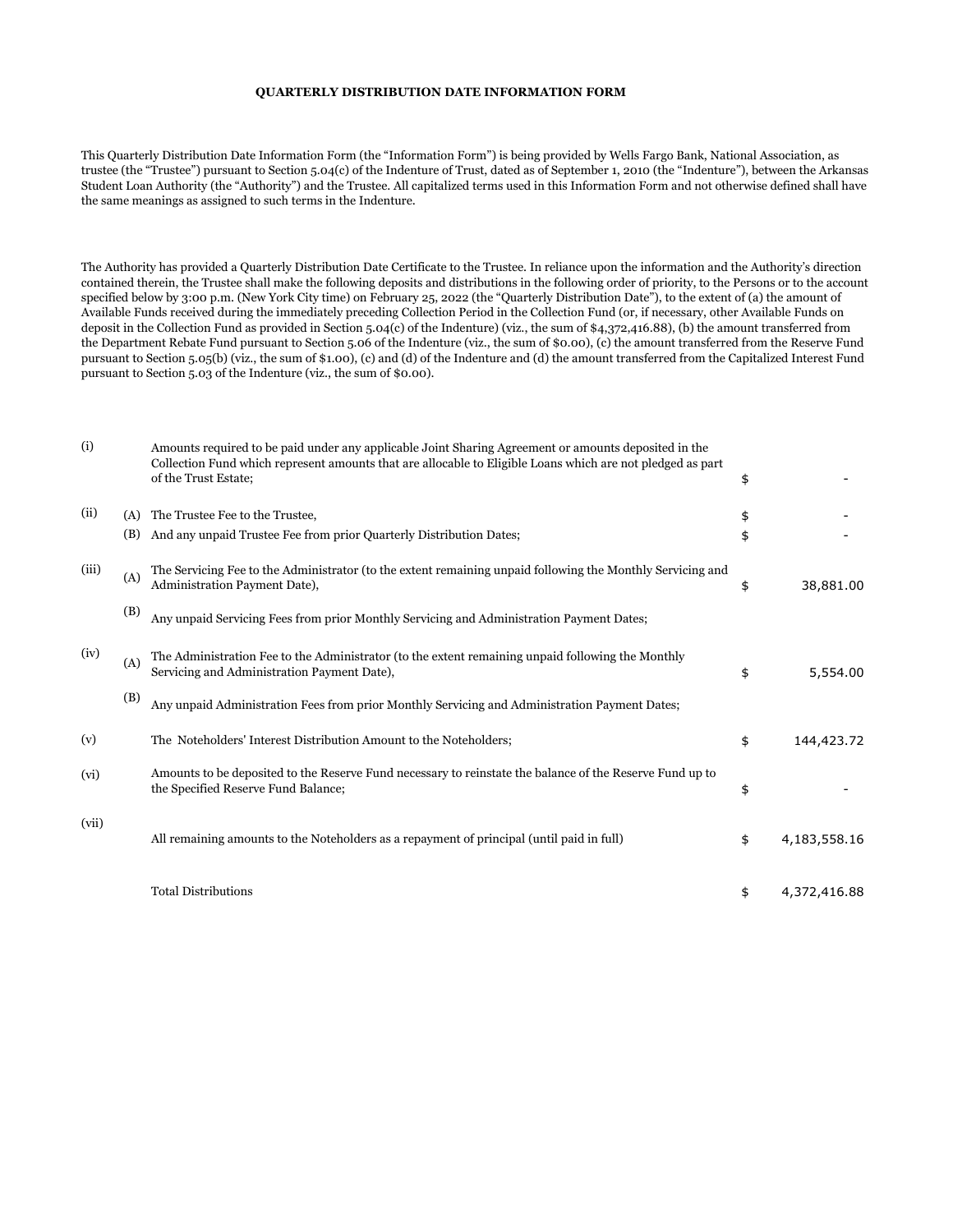# QUARTERLY DISTRIBUTION DATE INFORMATION FORM

This Quarterly Distribution Date Information Form (the "Information Form") is being provided by Wells Fargo Bank, National Association, as trustee (the "Trustee") pursuant to Section 5.04(c) of the Indenture of Trust, dated as of September 1, 2010 (the "Indenture"), between the Arkansas Student Loan Authority (the "Authority") and the Trustee. All capitalized terms used in this Information Form and not otherwise defined shall have the same meanings as assigned to such terms in the Indenture.

The Authority has provided a Quarterly Distribution Date Certificate to the Trustee. In reliance upon the information and the Authority's direction contained therein, the Trustee shall make the following deposits and distributions in the following order of priority, to the Persons or to the account specified below by 3:00 p.m. (New York City time) on February 25, 2022 (the "Quarterly Distribution Date"), to the extent of (a) the amount of Available Funds received during the immediately preceding Collection Period in the Collection Fund (or, if necessary, other Available Funds on deposit in the Collection Fund as provided in Section 5.04(c) of the Indenture) (viz., the sum of $4,372,416.88), (b) the amount transferred from the Department Rebate Fund pursuant to Section 5.06 of the Indenture (viz., the sum of $0.00), (c) the amount transferred from the Reserve Fund pursuant to Section 5.05(b) (viz., the sum of $1.00), (c) and (d) of the Indenture and (d) the amount transferred from the Capitalized Interest Fund pursuant to Section 5.03 of the Indenture (viz., the sum of $0.00).

| | | | | |
|---|---|---|---|---|
| (i) | | Amounts required to be paid under any applicable Joint Sharing Agreement or amounts deposited in the Collection Fund which represent amounts that are allocable to Eligible Loans which are not pledged as part of the Trust Estate; | $ | - |
| (ii) | (A) | The Trustee Fee to the Trustee, | $ | - |
| | (B) | And any unpaid Trustee Fee from prior Quarterly Distribution Dates; | $ | - |
| (iii) | (A) | The Servicing Fee to the Administrator (to the extent remaining unpaid following the Monthly Servicing and Administration Payment Date), | $ | 38,881.00 |
| | (B) | Any unpaid Servicing Fees from prior Monthly Servicing and Administration Payment Dates; | | |
| (iv) | (A) | The Administration Fee to the Administrator (to the extent remaining unpaid following the Monthly Servicing and Administration Payment Date), | $ | 5,554.00 |
| | (B) | Any unpaid Administration Fees from prior Monthly Servicing and Administration Payment Dates; | | |
| (v) | | The Noteholders' Interest Distribution Amount to the Noteholders; | $ | 144,423.72 |
| (vi) | | Amounts to be deposited to the Reserve Fund necessary to reinstate the balance of the Reserve Fund up to the Specified Reserve Fund Balance; | $ | - |
| (vii) | | All remaining amounts to the Noteholders as a repayment of principal (until paid in full) | $ | 4,183,558.16 |
| | | Total Distributions | $ | 4,372,416.88 |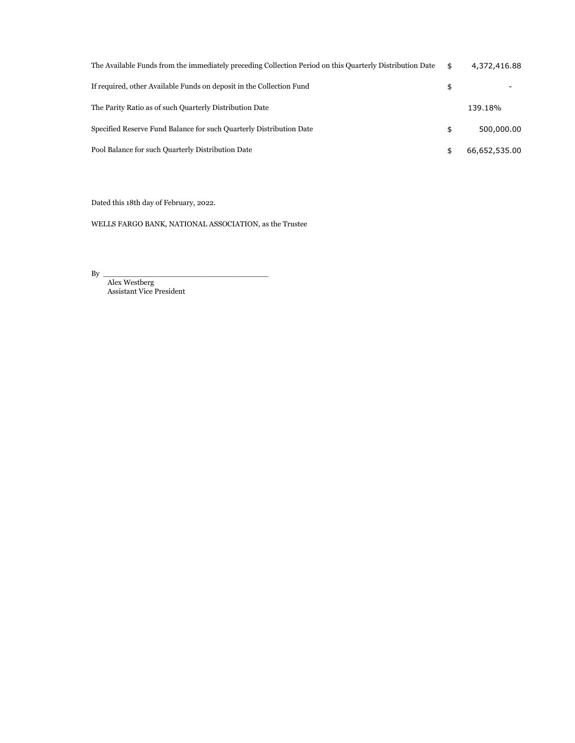| | | |
|---|---|---|
| The Available Funds from the immediately preceding Collection Period on this Quarterly Distribution Date | $ | 4,372,416.88 |
| If required, other Available Funds on deposit in the Collection Fund | $ | - |
| The Parity Ratio as of such Quarterly Distribution Date | | 139.18% |
| Specified Reserve Fund Balance for such Quarterly Distribution Date | $ | 500,000.00 |
| Pool Balance for such Quarterly Distribution Date | $ | 66,652,535.00 |

Dated this 18th day of February, 2022.

WELLS FARGO BANK, NATIONAL ASSOCIATION, as the Trustee

By ___________________________________

Alex Westberg
Assistant Vice President